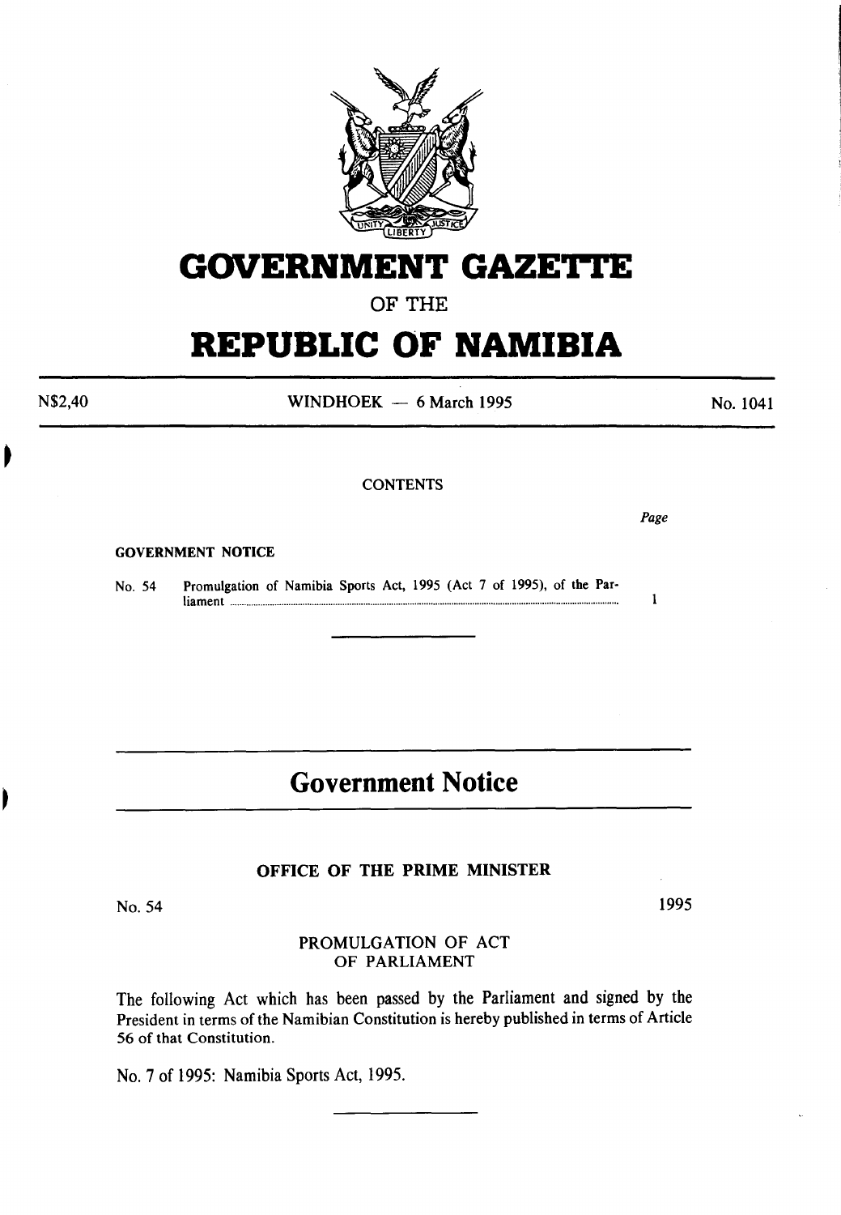# GOVERNMENT GAZETTE

OF THE

# REPUBLIC OF NAMIBIA

N$2,40 WINDHOEK — 6 March 1995 No. 1041

CONTENTS

| | | Page |
|---|---|---|
| **GOVERNMENT NOTICE** | | |
| No. 54 | Promulgation of Namibia Sports Act, 1995 (Act 7 of 1995), of the Parliament | 1 |

## Government Notice

### OFFICE OF THE PRIME MINISTER

No. 54 1995

PROMULGATION OF ACT
OF PARLIAMENT

The following Act which has been passed by the Parliament and signed by the President in terms of the Namibian Constitution is hereby published in terms of Article 56 of that Constitution.

No. 7 of 1995: Namibia Sports Act, 1995.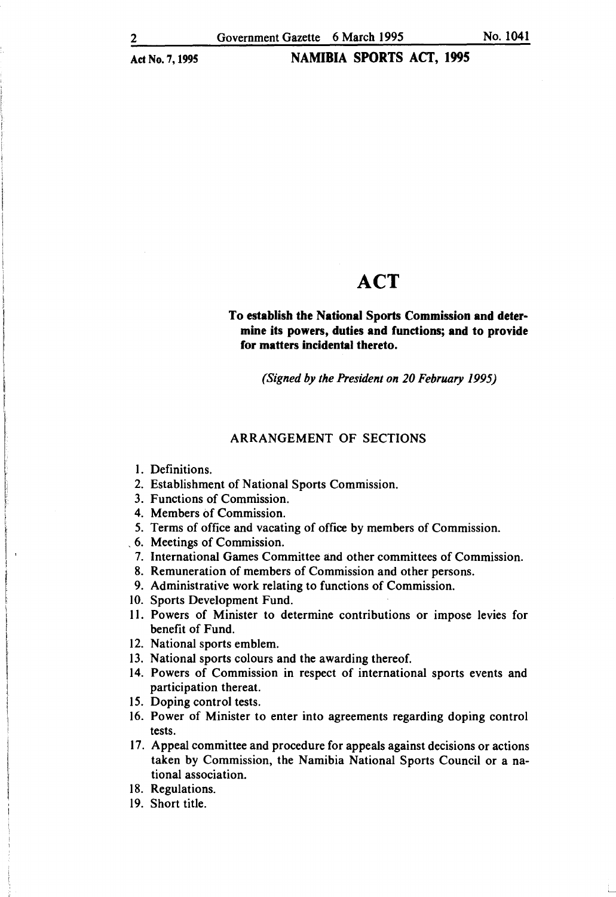# ACT

**To establish the National Sports Commission and determine its powers, duties and functions; and to provide for matters incidental thereto.**

*(Signed by the President on 20 February 1995)*

## ARRANGEMENT OF SECTIONS

1. Definitions.
2. Establishment of National Sports Commission.
3. Functions of Commission.
4. Members of Commission.
5. Terms of office and vacating of office by members of Commission.
6. Meetings of Commission.
7. International Games Committee and other committees of Commission.
8. Remuneration of members of Commission and other persons.
9. Administrative work relating to functions of Commission.
10. Sports Development Fund.
11. Powers of Minister to determine contributions or impose levies for benefit of Fund.
12. National sports emblem.
13. National sports colours and the awarding thereof.
14. Powers of Commission in respect of international sports events and participation thereat.
15. Doping control tests.
16. Power of Minister to enter into agreements regarding doping control tests.
17. Appeal committee and procedure for appeals against decisions or actions taken by Commission, the Namibia National Sports Council or a national association.
18. Regulations.
19. Short title.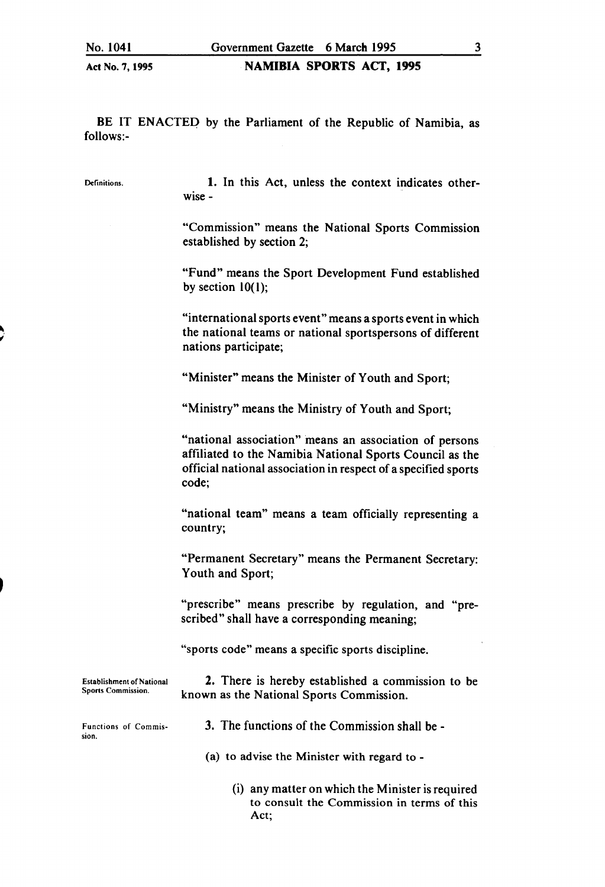BE IT ENACTED by the Parliament of the Republic of Namibia, as follows:-

**Definitions.**

**1.** In this Act, unless the context indicates otherwise -

"Commission" means the National Sports Commission established by section 2;

"Fund" means the Sport Development Fund established by section 10(1);

"international sports event" means a sports event in which the national teams or national sportspersons of different nations participate;

"Minister" means the Minister of Youth and Sport;

"Ministry" means the Ministry of Youth and Sport;

"national association" means an association of persons affiliated to the Namibia National Sports Council as the official national association in respect of a specified sports code;

"national team" means a team officially representing a country;

"Permanent Secretary" means the Permanent Secretary: Youth and Sport;

"prescribe" means prescribe by regulation, and "prescribed" shall have a corresponding meaning;

"sports code" means a specific sports discipline.

**Establishment of National Sports Commission.**

**2.** There is hereby established a commission to be known as the National Sports Commission.

**Functions of Commission.**

**3.** The functions of the Commission shall be -

(a) to advise the Minister with regard to -

(i) any matter on which the Minister is required to consult the Commission in terms of this Act;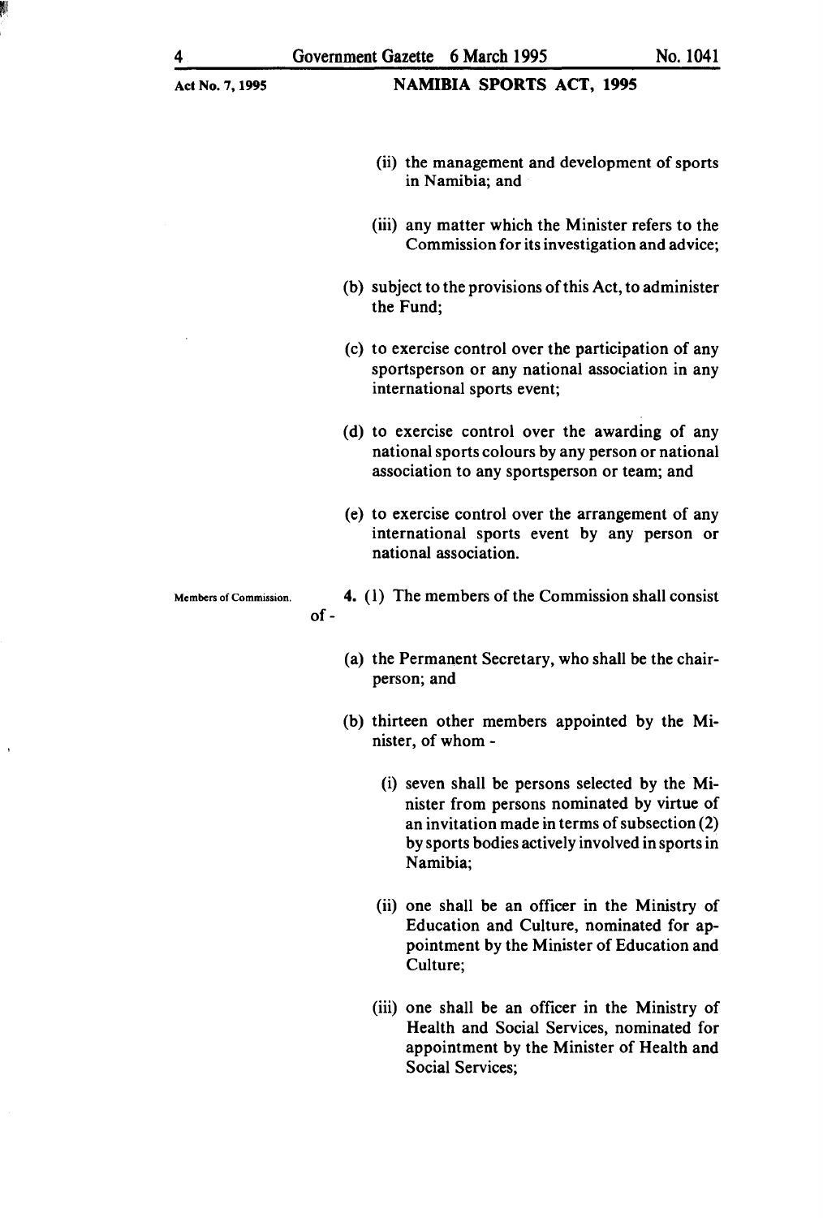(ii) the management and development of sports in Namibia; and

(iii) any matter which the Minister refers to the Commission for its investigation and advice;

(b) subject to the provisions of this Act, to administer the Fund;

(c) to exercise control over the participation of any sportsperson or any national association in any international sports event;

(d) to exercise control over the awarding of any national sports colours by any person or national association to any sportsperson or team; and

(e) to exercise control over the arrangement of any international sports event by any person or national association.

**Members of Commission.**

**4.** (1) The members of the Commission shall consist of -

(a) the Permanent Secretary, who shall be the chairperson; and

(b) thirteen other members appointed by the Minister, of whom -

(i) seven shall be persons selected by the Minister from persons nominated by virtue of an invitation made in terms of subsection (2) by sports bodies actively involved in sports in Namibia;

(ii) one shall be an officer in the Ministry of Education and Culture, nominated for appointment by the Minister of Education and Culture;

(iii) one shall be an officer in the Ministry of Health and Social Services, nominated for appointment by the Minister of Health and Social Services;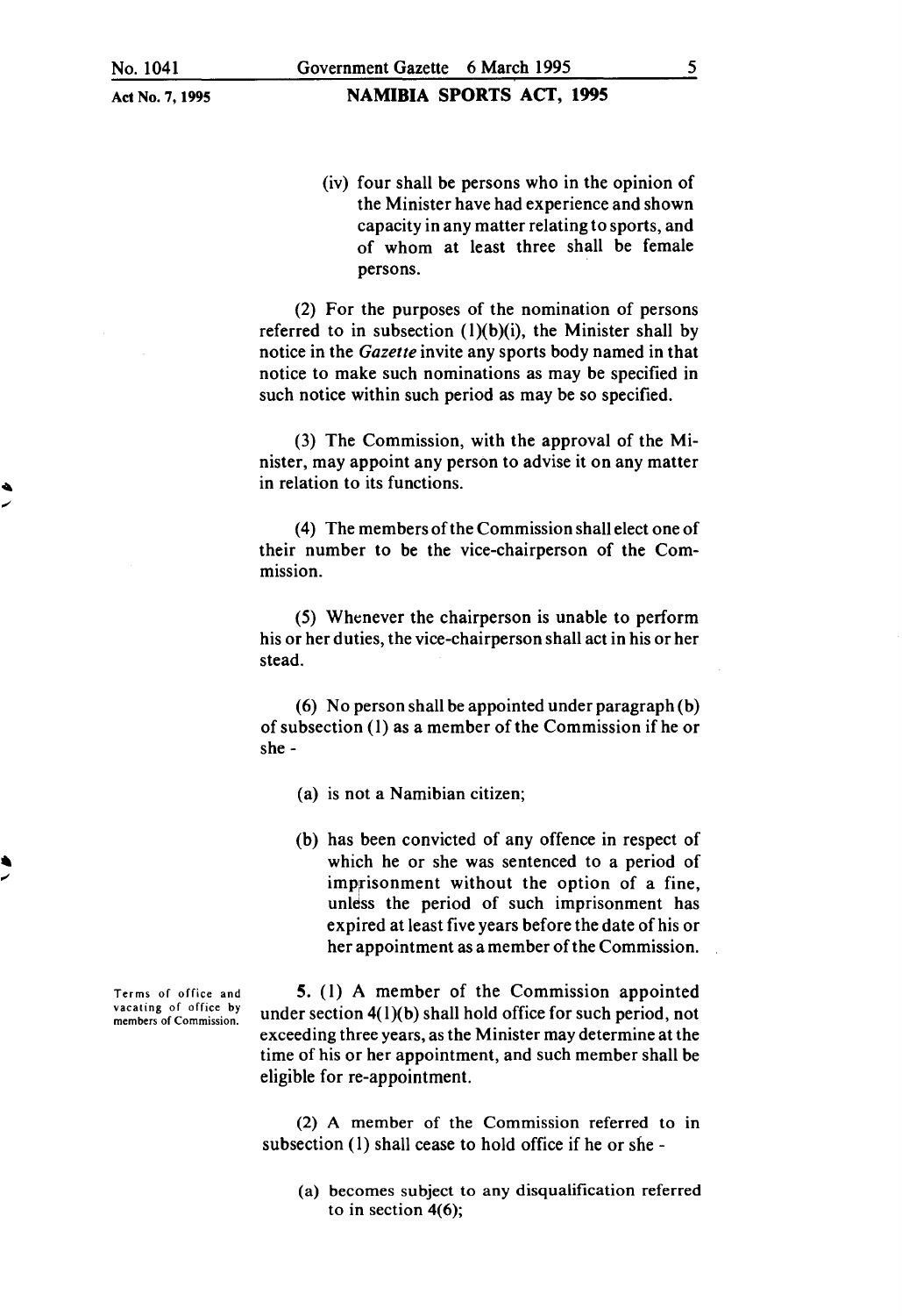(iv) four shall be persons who in the opinion of the Minister have had experience and shown capacity in any matter relating to sports, and of whom at least three shall be female persons.

(2) For the purposes of the nomination of persons referred to in subsection (1)(b)(i), the Minister shall by notice in the *Gazette* invite any sports body named in that notice to make such nominations as may be specified in such notice within such period as may be so specified.

(3) The Commission, with the approval of the Minister, may appoint any person to advise it on any matter in relation to its functions.

(4) The members of the Commission shall elect one of their number to be the vice-chairperson of the Commission.

(5) Whenever the chairperson is unable to perform his or her duties, the vice-chairperson shall act in his or her stead.

(6) No person shall be appointed under paragraph (b) of subsection (1) as a member of the Commission if he or she -

(a) is not a Namibian citizen;

(b) has been convicted of any offence in respect of which he or she was sentenced to a period of imprisonment without the option of a fine, unless the period of such imprisonment has expired at least five years before the date of his or her appointment as a member of the Commission.

**Terms of office and vacating of office by members of Commission.**

5. (1) A member of the Commission appointed under section 4(1)(b) shall hold office for such period, not exceeding three years, as the Minister may determine at the time of his or her appointment, and such member shall be eligible for re-appointment.

(2) A member of the Commission referred to in subsection (1) shall cease to hold office if he or she -

(a) becomes subject to any disqualification referred to in section 4(6);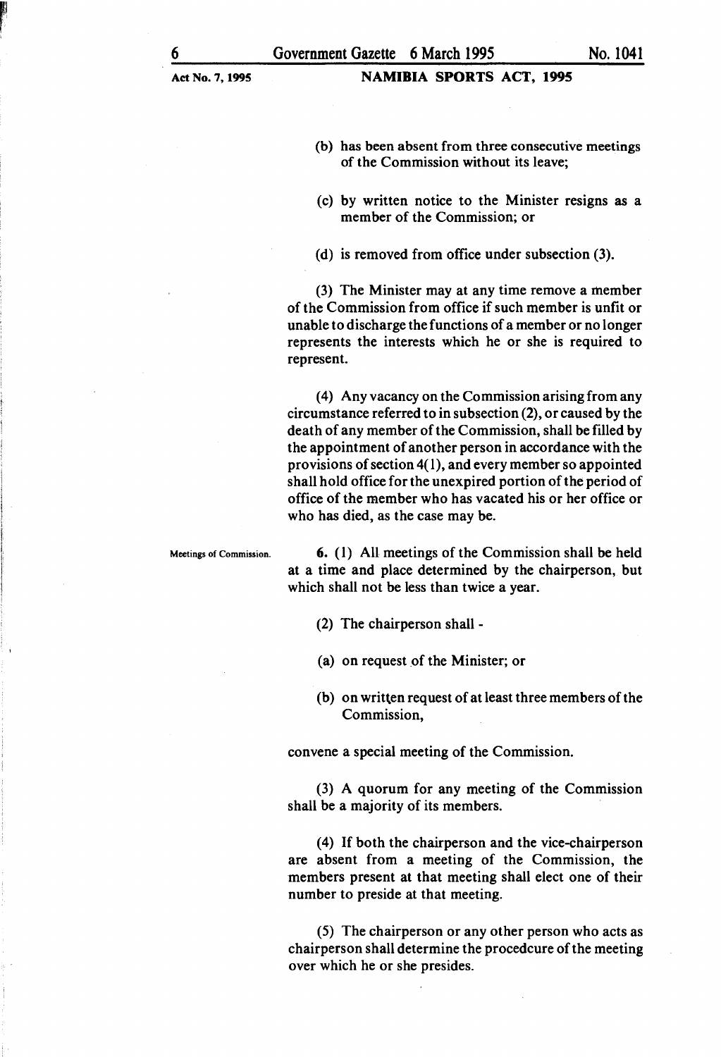(b) has been absent from three consecutive meetings of the Commission without its leave;

(c) by written notice to the Minister resigns as a member of the Commission; or

(d) is removed from office under subsection (3).

(3) The Minister may at any time remove a member of the Commission from office if such member is unfit or unable to discharge the functions of a member or no longer represents the interests which he or she is required to represent.

(4) Any vacancy on the Commission arising from any circumstance referred to in subsection (2), or caused by the death of any member of the Commission, shall be filled by the appointment of another person in accordance with the provisions of section 4(1), and every member so appointed shall hold office for the unexpired portion of the period of office of the member who has vacated his or her office or who has died, as the case may be.

**Meetings of Commission.**

**6.** (1) All meetings of the Commission shall be held at a time and place determined by the chairperson, but which shall not be less than twice a year.

(2) The chairperson shall -

(a) on request of the Minister; or

(b) on written request of at least three members of the Commission,

convene a special meeting of the Commission.

(3) A quorum for any meeting of the Commission shall be a majority of its members.

(4) If both the chairperson and the vice-chairperson are absent from a meeting of the Commission, the members present at that meeting shall elect one of their number to preside at that meeting.

(5) The chairperson or any other person who acts as chairperson shall determine the procedcure of the meeting over which he or she presides.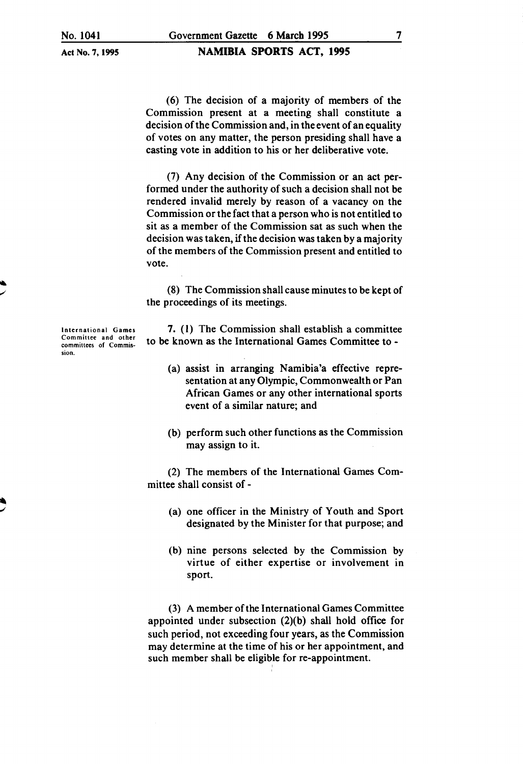(6) The decision of a majority of members of the Commission present at a meeting shall constitute a decision of the Commission and, in the event of an equality of votes on any matter, the person presiding shall have a casting vote in addition to his or her deliberative vote.

(7) Any decision of the Commission or an act performed under the authority of such a decision shall not be rendered invalid merely by reason of a vacancy on the Commission or the fact that a person who is not entitled to sit as a member of the Commission sat as such when the decision was taken, if the decision was taken by a majority of the members of the Commission present and entitled to vote.

(8) The Commission shall cause minutes to be kept of the proceedings of its meetings.

**International Games Committee and other committees of Commission.**

**7.** (1) The Commission shall establish a committee to be known as the International Games Committee to -

(a) assist in arranging Namibia'a effective representation at any Olympic, Commonwealth or Pan African Games or any other international sports event of a similar nature; and

(b) perform such other functions as the Commission may assign to it.

(2) The members of the International Games Committee shall consist of -

(a) one officer in the Ministry of Youth and Sport designated by the Minister for that purpose; and

(b) nine persons selected by the Commission by virtue of either expertise or involvement in sport.

(3) A member of the International Games Committee appointed under subsection (2)(b) shall hold office for such period, not exceeding four years, as the Commission may determine at the time of his or her appointment, and such member shall be eligible for re-appointment.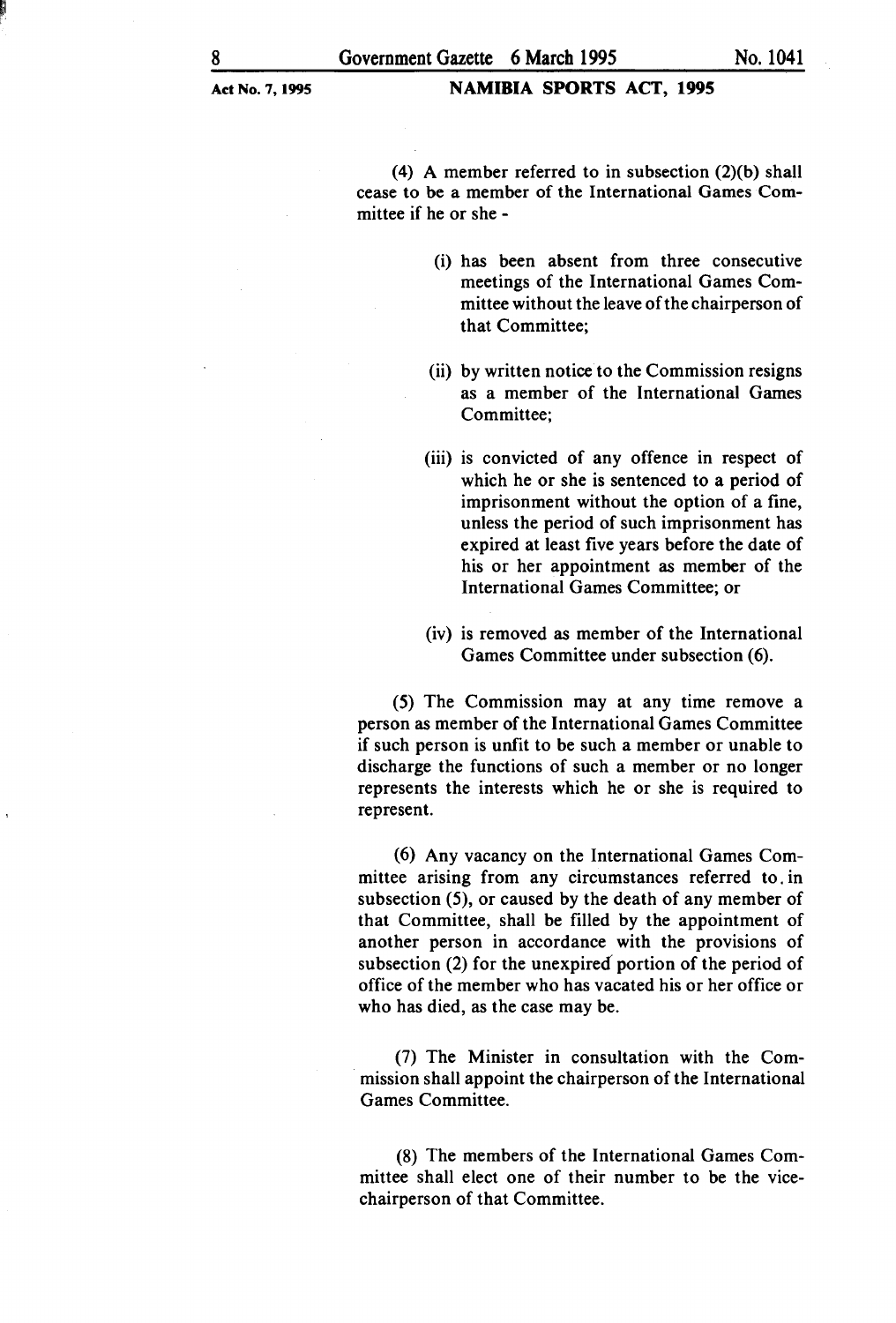(4) A member referred to in subsection (2)(b) shall cease to be a member of the International Games Committee if he or she -

(i) has been absent from three consecutive meetings of the International Games Committee without the leave of the chairperson of that Committee;

(ii) by written notice to the Commission resigns as a member of the International Games Committee;

(iii) is convicted of any offence in respect of which he or she is sentenced to a period of imprisonment without the option of a fine, unless the period of such imprisonment has expired at least five years before the date of his or her appointment as member of the International Games Committee; or

(iv) is removed as member of the International Games Committee under subsection (6).

(5) The Commission may at any time remove a person as member of the International Games Committee if such person is unfit to be such a member or unable to discharge the functions of such a member or no longer represents the interests which he or she is required to represent.

(6) Any vacancy on the International Games Committee arising from any circumstances referred to in subsection (5), or caused by the death of any member of that Committee, shall be filled by the appointment of another person in accordance with the provisions of subsection (2) for the unexpired portion of the period of office of the member who has vacated his or her office or who has died, as the case may be.

(7) The Minister in consultation with the Commission shall appoint the chairperson of the International Games Committee.

(8) The members of the International Games Committee shall elect one of their number to be the vice-chairperson of that Committee.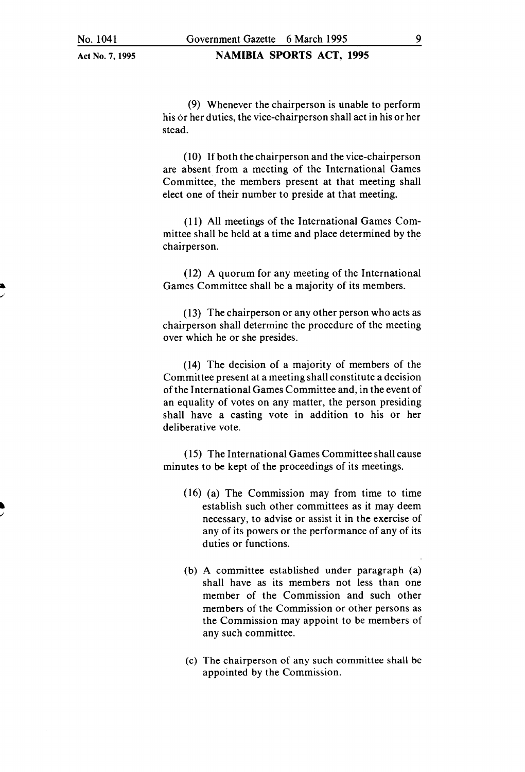(9) Whenever the chairperson is unable to perform his or her duties, the vice-chairperson shall act in his or her stead.

(10) If both the chairperson and the vice-chairperson are absent from a meeting of the International Games Committee, the members present at that meeting shall elect one of their number to preside at that meeting.

(11) All meetings of the International Games Committee shall be held at a time and place determined by the chairperson.

(12) A quorum for any meeting of the International Games Committee shall be a majority of its members.

(13) The chairperson or any other person who acts as chairperson shall determine the procedure of the meeting over which he or she presides.

(14) The decision of a majority of members of the Committee present at a meeting shall constitute a decision of the International Games Committee and, in the event of an equality of votes on any matter, the person presiding shall have a casting vote in addition to his or her deliberative vote.

(15) The International Games Committee shall cause minutes to be kept of the proceedings of its meetings.

(16) (a) The Commission may from time to time establish such other committees as it may deem necessary, to advise or assist it in the exercise of any of its powers or the performance of any of its duties or functions.

(b) A committee established under paragraph (a) shall have as its members not less than one member of the Commission and such other members of the Commission or other persons as the Commission may appoint to be members of any such committee.

(c) The chairperson of any such committee shall be appointed by the Commission.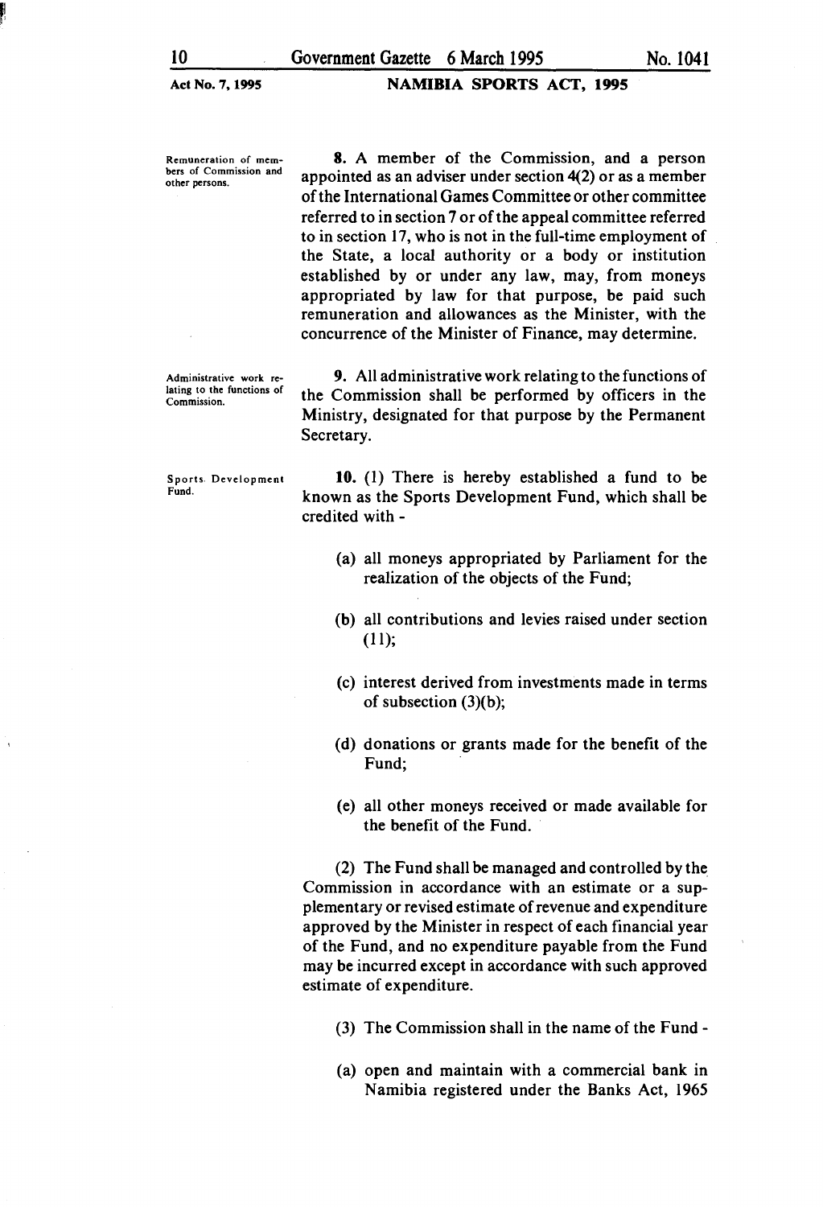**Remuneration of members of Commission and other persons.**

**8.** A member of the Commission, and a person appointed as an adviser under section 4(2) or as a member of the International Games Committee or other committee referred to in section 7 or of the appeal committee referred to in section 17, who is not in the full-time employment of the State, a local authority or a body or institution established by or under any law, may, from moneys appropriated by law for that purpose, be paid such remuneration and allowances as the Minister, with the concurrence of the Minister of Finance, may determine.

**Administrative work relating to the functions of Commission.**

**9.** All administrative work relating to the functions of the Commission shall be performed by officers in the Ministry, designated for that purpose by the Permanent Secretary.

**Sports Development Fund.**

**10.** (1) There is hereby established a fund to be known as the Sports Development Fund, which shall be credited with -

(a) all moneys appropriated by Parliament for the realization of the objects of the Fund;

(b) all contributions and levies raised under section (11);

(c) interest derived from investments made in terms of subsection (3)(b);

(d) donations or grants made for the benefit of the Fund;

(e) all other moneys received or made available for the benefit of the Fund.

(2) The Fund shall be managed and controlled by the Commission in accordance with an estimate or a supplementary or revised estimate of revenue and expenditure approved by the Minister in respect of each financial year of the Fund, and no expenditure payable from the Fund may be incurred except in accordance with such approved estimate of expenditure.

(3) The Commission shall in the name of the Fund -

(a) open and maintain with a commercial bank in Namibia registered under the Banks Act, 1965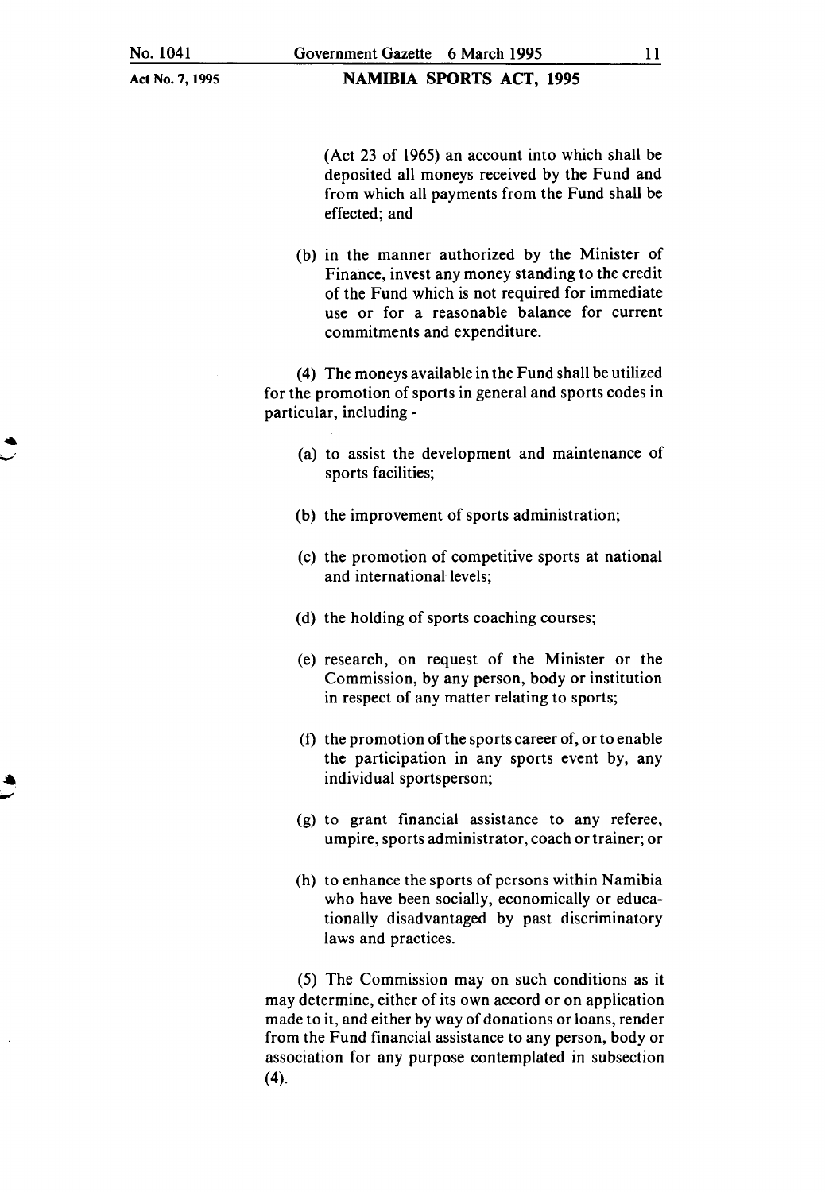(Act 23 of 1965) an account into which shall be deposited all moneys received by the Fund and from which all payments from the Fund shall be effected; and

(b) in the manner authorized by the Minister of Finance, invest any money standing to the credit of the Fund which is not required for immediate use or for a reasonable balance for current commitments and expenditure.

(4) The moneys available in the Fund shall be utilized for the promotion of sports in general and sports codes in particular, including -

(a) to assist the development and maintenance of sports facilities;

(b) the improvement of sports administration;

(c) the promotion of competitive sports at national and international levels;

(d) the holding of sports coaching courses;

(e) research, on request of the Minister or the Commission, by any person, body or institution in respect of any matter relating to sports;

(f) the promotion of the sports career of, or to enable the participation in any sports event by, any individual sportsperson;

(g) to grant financial assistance to any referee, umpire, sports administrator, coach or trainer; or

(h) to enhance the sports of persons within Namibia who have been socially, economically or educationally disadvantaged by past discriminatory laws and practices.

(5) The Commission may on such conditions as it may determine, either of its own accord or on application made to it, and either by way of donations or loans, render from the Fund financial assistance to any person, body or association for any purpose contemplated in subsection (4).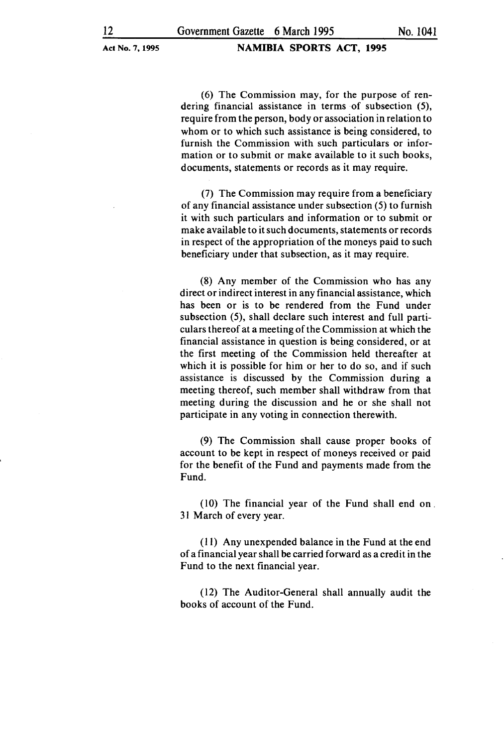(6) The Commission may, for the purpose of rendering financial assistance in terms of subsection (5), require from the person, body or association in relation to whom or to which such assistance is being considered, to furnish the Commission with such particulars or information or to submit or make available to it such books, documents, statements or records as it may require.

(7) The Commission may require from a beneficiary of any financial assistance under subsection (5) to furnish it with such particulars and information or to submit or make available to it such documents, statements or records in respect of the appropriation of the moneys paid to such beneficiary under that subsection, as it may require.

(8) Any member of the Commission who has any direct or indirect interest in any financial assistance, which has been or is to be rendered from the Fund under subsection (5), shall declare such interest and full particulars thereof at a meeting of the Commission at which the financial assistance in question is being considered, or at the first meeting of the Commission held thereafter at which it is possible for him or her to do so, and if such assistance is discussed by the Commission during a meeting thereof, such member shall withdraw from that meeting during the discussion and he or she shall not participate in any voting in connection therewith.

(9) The Commission shall cause proper books of account to be kept in respect of moneys received or paid for the benefit of the Fund and payments made from the Fund.

(10) The financial year of the Fund shall end on 31 March of every year.

(11) Any unexpended balance in the Fund at the end of a financial year shall be carried forward as a credit in the Fund to the next financial year.

(12) The Auditor-General shall annually audit the books of account of the Fund.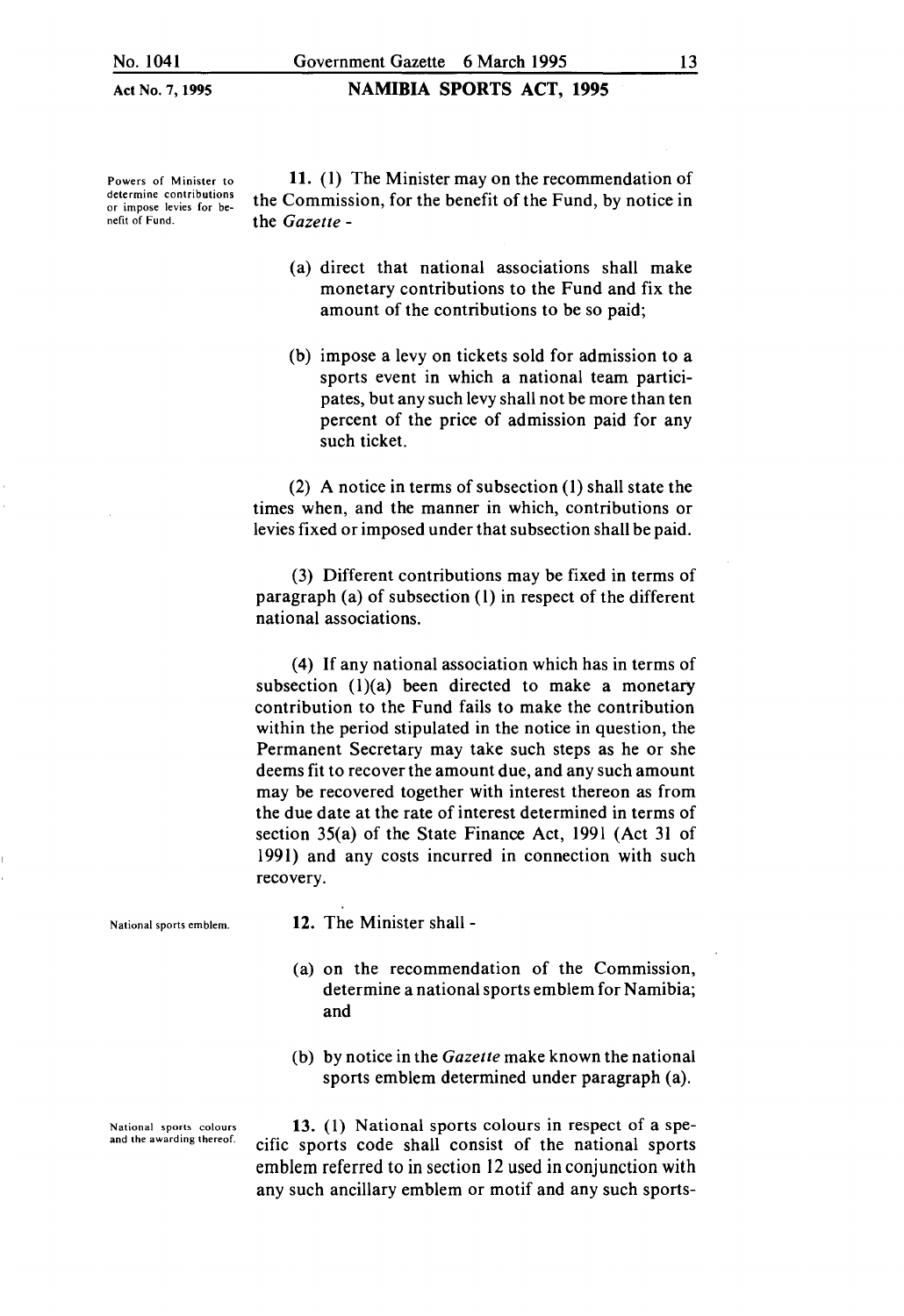**Powers of Minister to determine contributions or impose levies for benefit of Fund.**

**11.** (1) The Minister may on the recommendation of the Commission, for the benefit of the Fund, by notice in the *Gazette* -

(a) direct that national associations shall make monetary contributions to the Fund and fix the amount of the contributions to be so paid;

(b) impose a levy on tickets sold for admission to a sports event in which a national team participates, but any such levy shall not be more than ten percent of the price of admission paid for any such ticket.

(2) A notice in terms of subsection (1) shall state the times when, and the manner in which, contributions or levies fixed or imposed under that subsection shall be paid.

(3) Different contributions may be fixed in terms of paragraph (a) of subsection (1) in respect of the different national associations.

(4) If any national association which has in terms of subsection (1)(a) been directed to make a monetary contribution to the Fund fails to make the contribution within the period stipulated in the notice in question, the Permanent Secretary may take such steps as he or she deems fit to recover the amount due, and any such amount may be recovered together with interest thereon as from the due date at the rate of interest determined in terms of section 35(a) of the State Finance Act, 1991 (Act 31 of 1991) and any costs incurred in connection with such recovery.

**National sports emblem.**

**12.** The Minister shall -

(a) on the recommendation of the Commission, determine a national sports emblem for Namibia; and

(b) by notice in the *Gazette* make known the national sports emblem determined under paragraph (a).

**National sports colours and the awarding thereof.**

**13.** (1) National sports colours in respect of a specific sports code shall consist of the national sports emblem referred to in section 12 used in conjunction with any such ancillary emblem or motif and any such sports-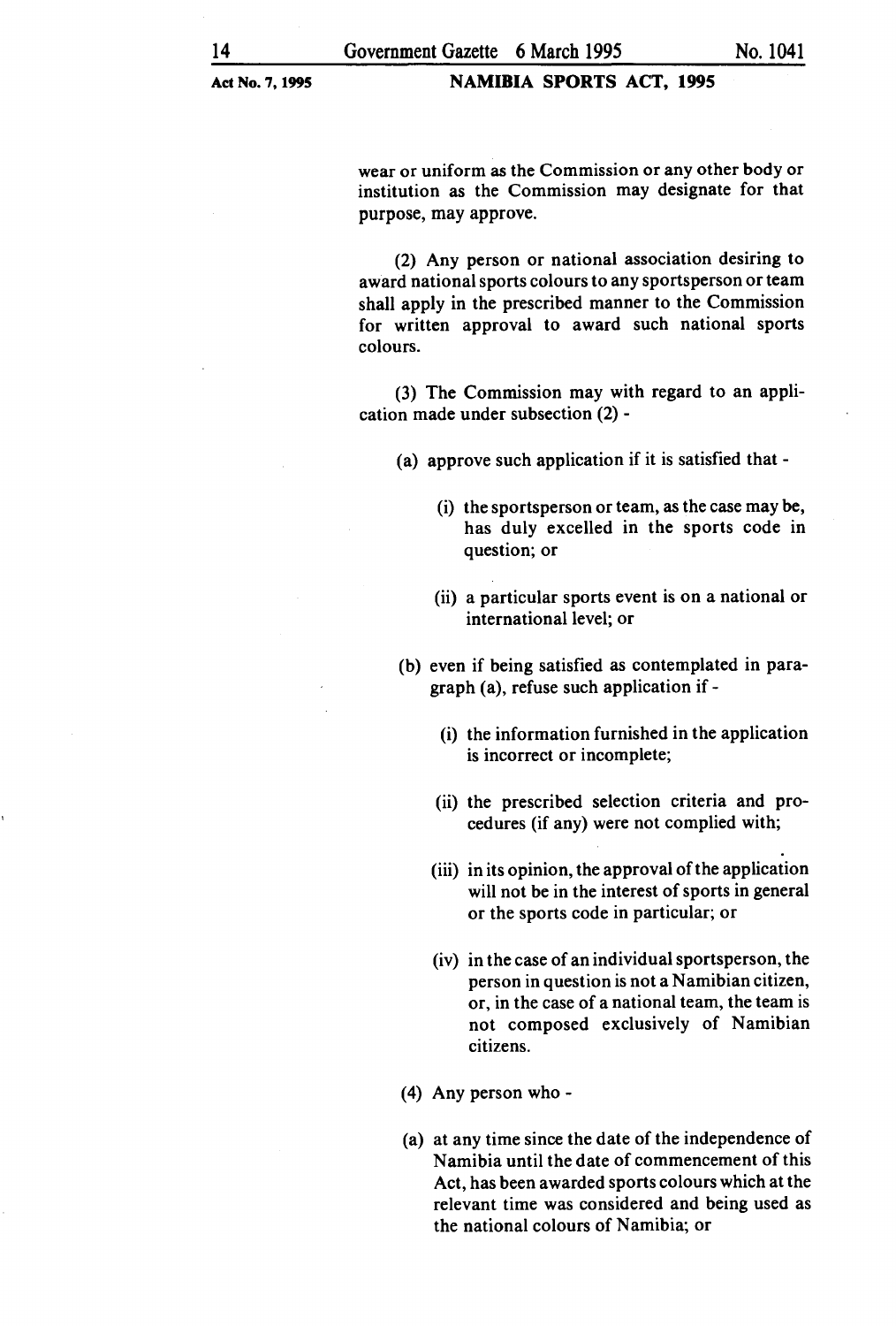wear or uniform as the Commission or any other body or institution as the Commission may designate for that purpose, may approve.

(2) Any person or national association desiring to award national sports colours to any sportsperson or team shall apply in the prescribed manner to the Commission for written approval to award such national sports colours.

(3) The Commission may with regard to an application made under subsection (2) -

(a) approve such application if it is satisfied that -

(i) the sportsperson or team, as the case may be, has duly excelled in the sports code in question; or

(ii) a particular sports event is on a national or international level; or

(b) even if being satisfied as contemplated in paragraph (a), refuse such application if -

(i) the information furnished in the application is incorrect or incomplete;

(ii) the prescribed selection criteria and procedures (if any) were not complied with;

(iii) in its opinion, the approval of the application will not be in the interest of sports in general or the sports code in particular; or

(iv) in the case of an individual sportsperson, the person in question is not a Namibian citizen, or, in the case of a national team, the team is not composed exclusively of Namibian citizens.

(4) Any person who -

(a) at any time since the date of the independence of Namibia until the date of commencement of this Act, has been awarded sports colours which at the relevant time was considered and being used as the national colours of Namibia; or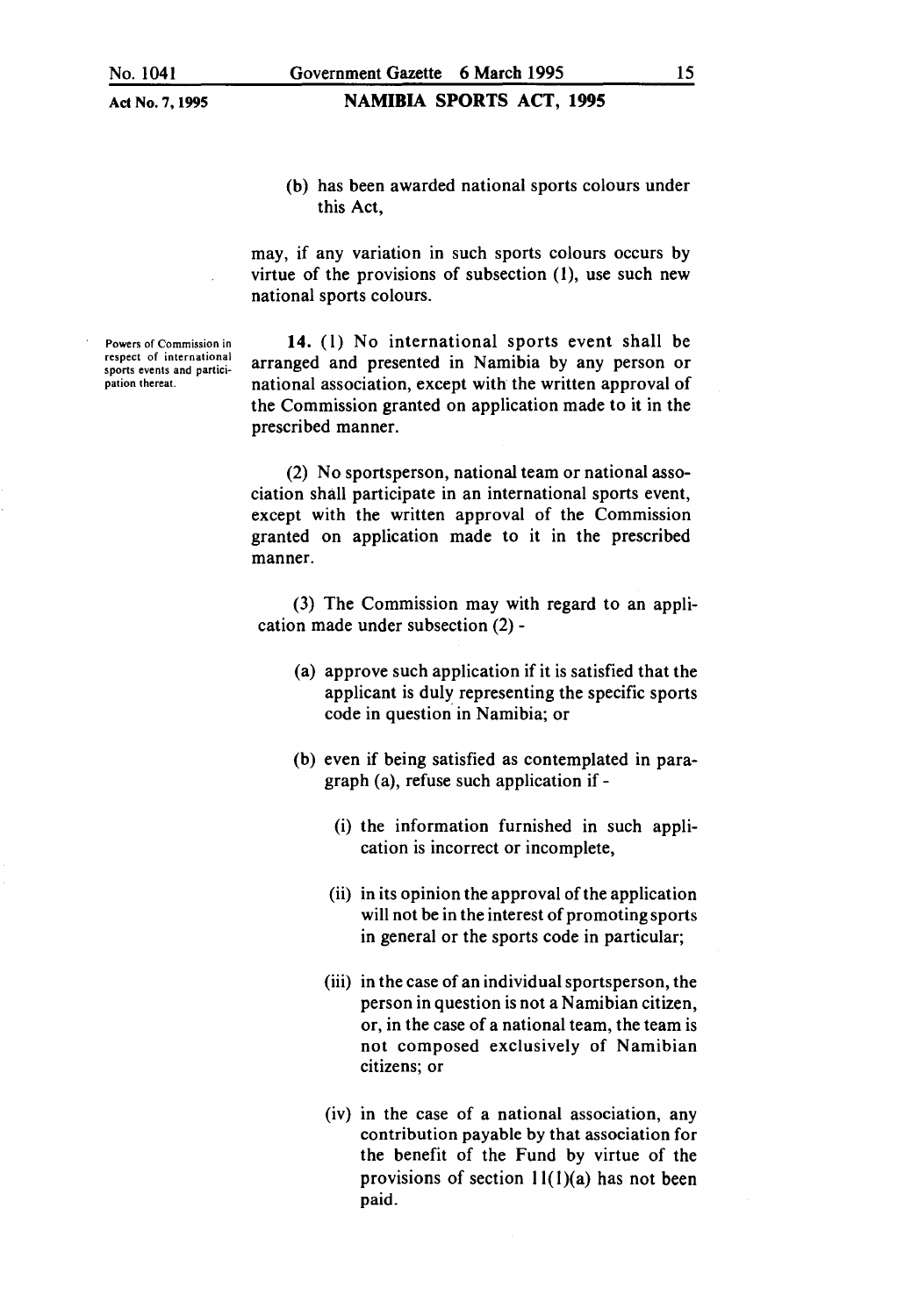(b) has been awarded national sports colours under this Act,

may, if any variation in such sports colours occurs by virtue of the provisions of subsection (1), use such new national sports colours.

*Powers of Commission in respect of international sports events and participation thereat.*

**14.** (1) No international sports event shall be arranged and presented in Namibia by any person or national association, except with the written approval of the Commission granted on application made to it in the prescribed manner.

(2) No sportsperson, national team or national association shall participate in an international sports event, except with the written approval of the Commission granted on application made to it in the prescribed manner.

(3) The Commission may with regard to an application made under subsection (2) -

(a) approve such application if it is satisfied that the applicant is duly representing the specific sports code in question in Namibia; or

(b) even if being satisfied as contemplated in paragraph (a), refuse such application if -

(i) the information furnished in such application is incorrect or incomplete,

(ii) in its opinion the approval of the application will not be in the interest of promoting sports in general or the sports code in particular;

(iii) in the case of an individual sportsperson, the person in question is not a Namibian citizen, or, in the case of a national team, the team is not composed exclusively of Namibian citizens; or

(iv) in the case of a national association, any contribution payable by that association for the benefit of the Fund by virtue of the provisions of section 11(1)(a) has not been paid.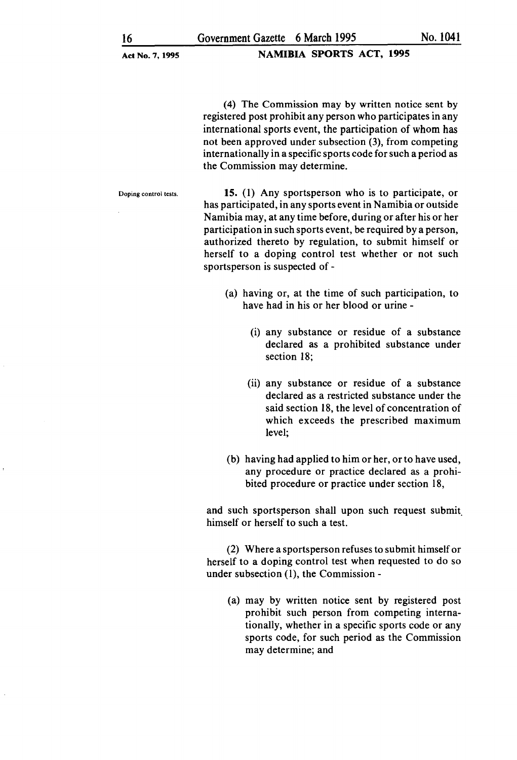(4) The Commission may by written notice sent by registered post prohibit any person who participates in any international sports event, the participation of whom has not been approved under subsection (3), from competing internationally in a specific sports code for such a period as the Commission may determine.

**Doping control tests.**

**15.** (1) Any sportsperson who is to participate, or has participated, in any sports event in Namibia or outside Namibia may, at any time before, during or after his or her participation in such sports event, be required by a person, authorized thereto by regulation, to submit himself or herself to a doping control test whether or not such sportsperson is suspected of -

(a) having or, at the time of such participation, to have had in his or her blood or urine -

(i) any substance or residue of a substance declared as a prohibited substance under section 18;

(ii) any substance or residue of a substance declared as a restricted substance under the said section 18, the level of concentration of which exceeds the prescribed maximum level;

(b) having had applied to him or her, or to have used, any procedure or practice declared as a prohibited procedure or practice under section 18,

and such sportsperson shall upon such request submit himself or herself to such a test.

(2) Where a sportsperson refuses to submit himself or herself to a doping control test when requested to do so under subsection (1), the Commission -

(a) may by written notice sent by registered post prohibit such person from competing internationally, whether in a specific sports code or any sports code, for such period as the Commission may determine; and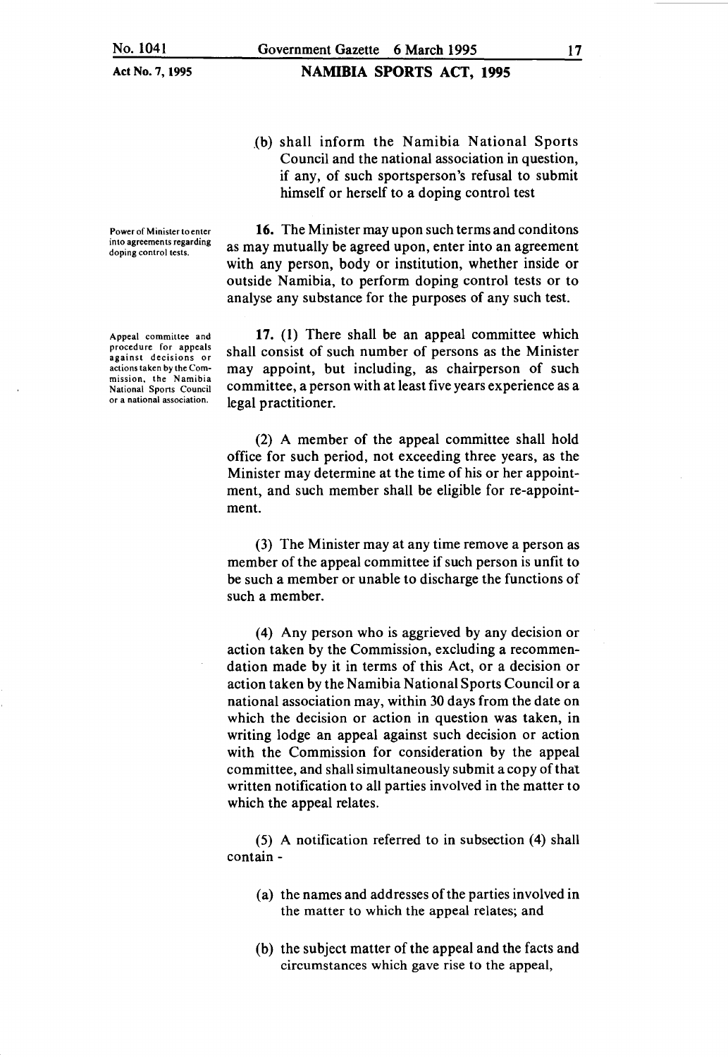(b) shall inform the Namibia National Sports Council and the national association in question, if any, of such sportsperson's refusal to submit himself or herself to a doping control test

**Power of Minister to enter into agreements regarding doping control tests.**

**16.** The Minister may upon such terms and conditons as may mutually be agreed upon, enter into an agreement with any person, body or institution, whether inside or outside Namibia, to perform doping control tests or to analyse any substance for the purposes of any such test.

**Appeal committee and procedure for appeals against decisions or actions taken by the Commission, the Namibia National Sports Council or a national association.**

**17.** (1) There shall be an appeal committee which shall consist of such number of persons as the Minister may appoint, but including, as chairperson of such committee, a person with at least five years experience as a legal practitioner.

(2) A member of the appeal committee shall hold office for such period, not exceeding three years, as the Minister may determine at the time of his or her appointment, and such member shall be eligible for re-appointment.

(3) The Minister may at any time remove a person as member of the appeal committee if such person is unfit to be such a member or unable to discharge the functions of such a member.

(4) Any person who is aggrieved by any decision or action taken by the Commission, excluding a recommendation made by it in terms of this Act, or a decision or action taken by the Namibia National Sports Council or a national association may, within 30 days from the date on which the decision or action in question was taken, in writing lodge an appeal against such decision or action with the Commission for consideration by the appeal committee, and shall simultaneously submit a copy of that written notification to all parties involved in the matter to which the appeal relates.

(5) A notification referred to in subsection (4) shall contain -

(a) the names and addresses of the parties involved in the matter to which the appeal relates; and

(b) the subject matter of the appeal and the facts and circumstances which gave rise to the appeal,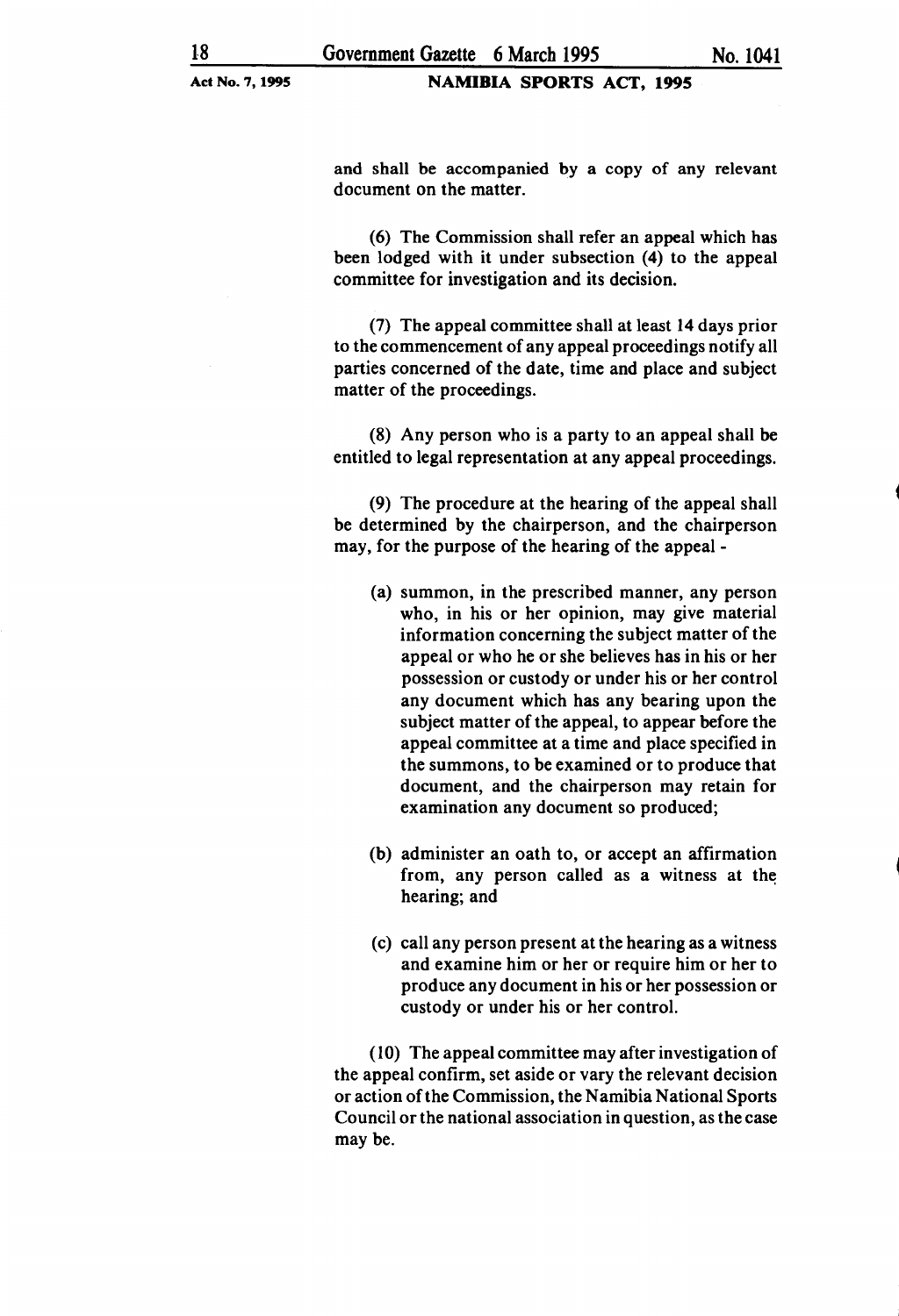and shall be accompanied by a copy of any relevant document on the matter.

(6) The Commission shall refer an appeal which has been lodged with it under subsection (4) to the appeal committee for investigation and its decision.

(7) The appeal committee shall at least 14 days prior to the commencement of any appeal proceedings notify all parties concerned of the date, time and place and subject matter of the proceedings.

(8) Any person who is a party to an appeal shall be entitled to legal representation at any appeal proceedings.

(9) The procedure at the hearing of the appeal shall be determined by the chairperson, and the chairperson may, for the purpose of the hearing of the appeal -

(a) summon, in the prescribed manner, any person who, in his or her opinion, may give material information concerning the subject matter of the appeal or who he or she believes has in his or her possession or custody or under his or her control any document which has any bearing upon the subject matter of the appeal, to appear before the appeal committee at a time and place specified in the summons, to be examined or to produce that document, and the chairperson may retain for examination any document so produced;

(b) administer an oath to, or accept an affirmation from, any person called as a witness at the hearing; and

(c) call any person present at the hearing as a witness and examine him or her or require him or her to produce any document in his or her possession or custody or under his or her control.

(10) The appeal committee may after investigation of the appeal confirm, set aside or vary the relevant decision or action of the Commission, the Namibia National Sports Council or the national association in question, as the case may be.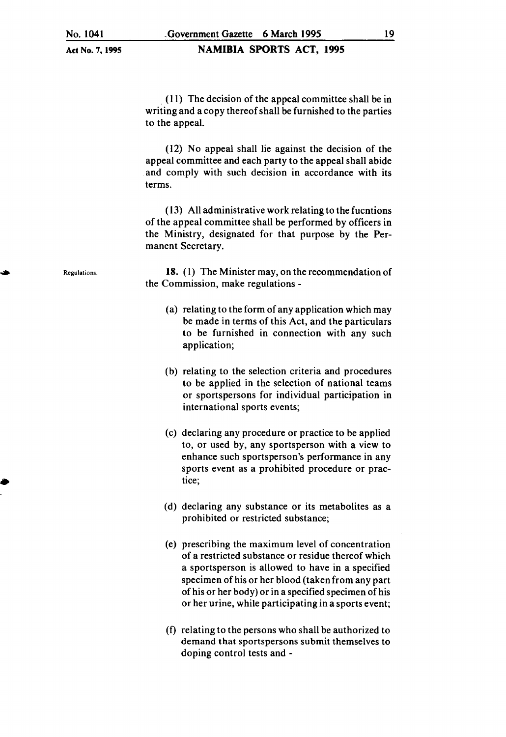(11) The decision of the appeal committee shall be in writing and a copy thereof shall be furnished to the parties to the appeal.

(12) No appeal shall lie against the decision of the appeal committee and each party to the appeal shall abide and comply with such decision in accordance with its terms.

(13) All administrative work relating to the fucntions of the appeal committee shall be performed by officers in the Ministry, designated for that purpose by the Permanent Secretary.

Regulations.

**18.** (1) The Minister may, on the recommendation of the Commission, make regulations -

(a) relating to the form of any application which may be made in terms of this Act, and the particulars to be furnished in connection with any such application;

(b) relating to the selection criteria and procedures to be applied in the selection of national teams or sportspersons for individual participation in international sports events;

(c) declaring any procedure or practice to be applied to, or used by, any sportsperson with a view to enhance such sportsperson's performance in any sports event as a prohibited procedure or practice;

(d) declaring any substance or its metabolites as a prohibited or restricted substance;

(e) prescribing the maximum level of concentration of a restricted substance or residue thereof which a sportsperson is allowed to have in a specified specimen of his or her blood (taken from any part of his or her body) or in a specified specimen of his or her urine, while participating in a sports event;

(f) relating to the persons who shall be authorized to demand that sportspersons submit themselves to doping control tests and -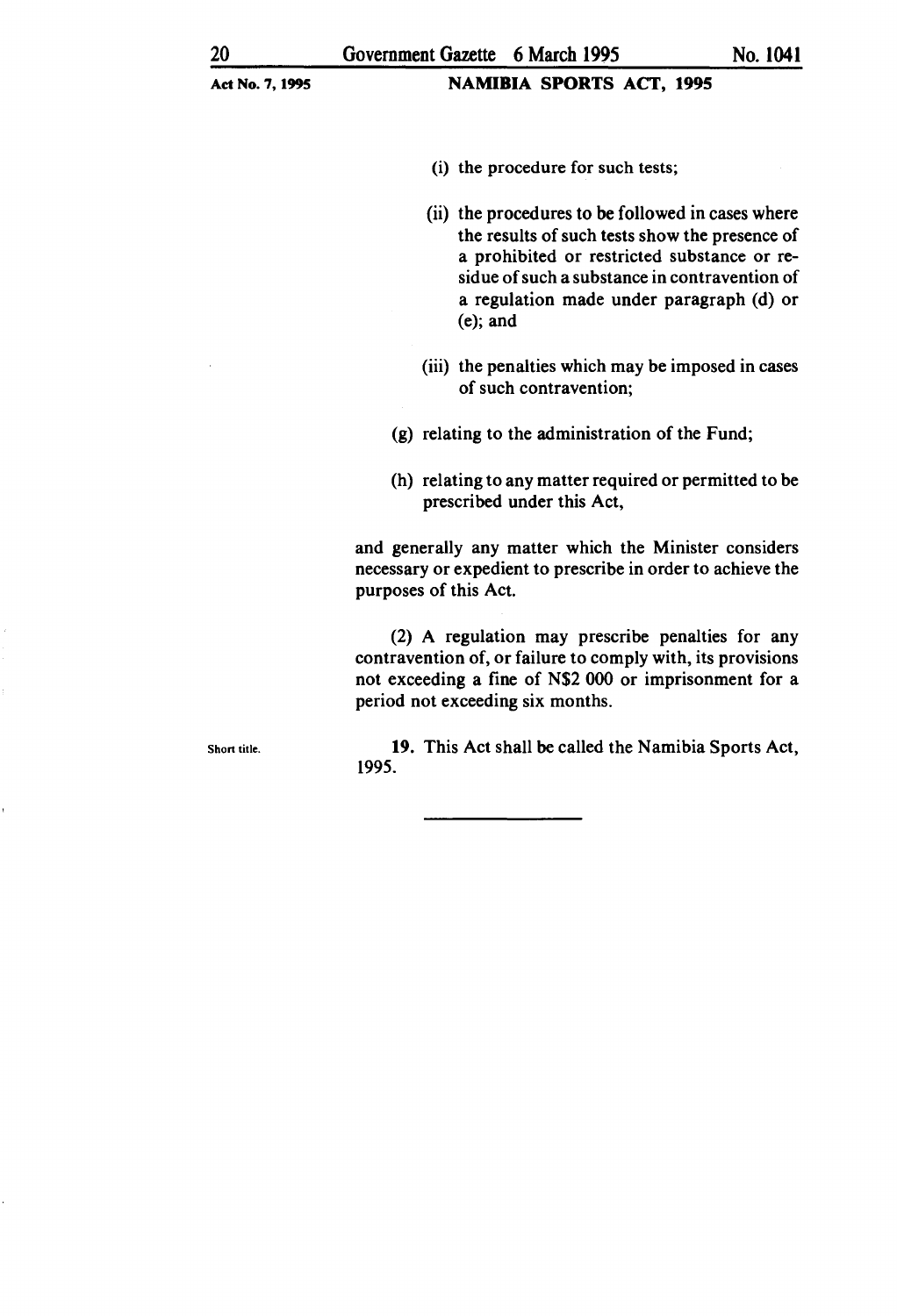(i) the procedure for such tests;

(ii) the procedures to be followed in cases where the results of such tests show the presence of a prohibited or restricted substance or residue of such a substance in contravention of a regulation made under paragraph (d) or (e); and

(iii) the penalties which may be imposed in cases of such contravention;

(g) relating to the administration of the Fund;

(h) relating to any matter required or permitted to be prescribed under this Act,

and generally any matter which the Minister considers necessary or expedient to prescribe in order to achieve the purposes of this Act.

(2) A regulation may prescribe penalties for any contravention of, or failure to comply with, its provisions not exceeding a fine of N$2 000 or imprisonment for a period not exceeding six months.

Short title.

**19.** This Act shall be called the Namibia Sports Act, 1995.